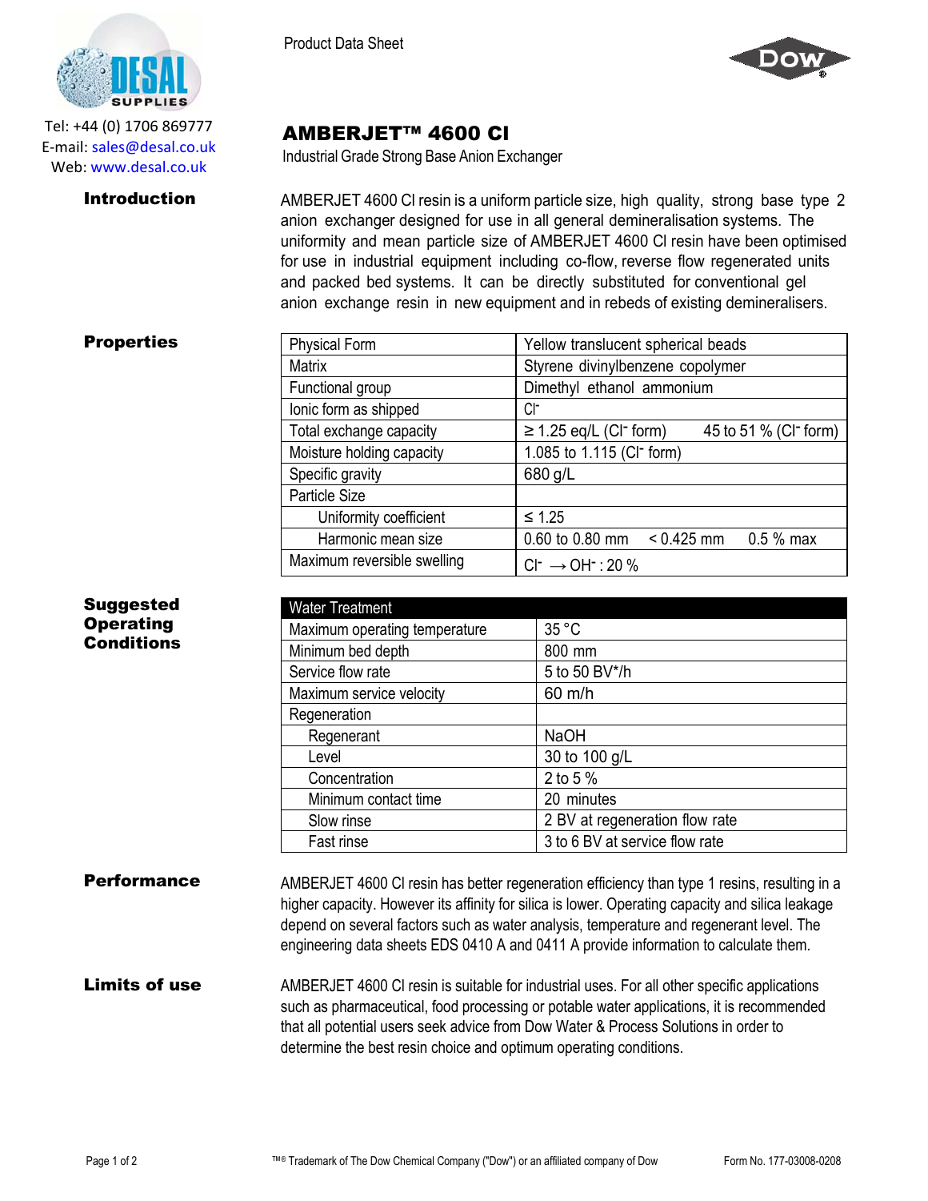Tel: +44 (0) 1706 869777
E-mail: sales@desal.co.uk
Web: www.desal.co.uk

Product Data Sheet

# AMBERJET™ 4600 Cl

Industrial Grade Strong Base Anion Exchanger

## Introduction

AMBERJET 4600 Cl resin is a uniform particle size, high quality, strong base type 2 anion exchanger designed for use in all general demineralisation systems. The uniformity and mean particle size of AMBERJET 4600 Cl resin have been optimised for use in industrial equipment including co-flow, reverse flow regenerated units and packed bed systems. It can be directly substituted for conventional gel anion exchange resin in new equipment and in rebeds of existing demineralisers.

## Properties

| Property | Value | | |
|---|---|---|---|
| Physical Form | Yellow translucent spherical beads | | |
| Matrix | Styrene divinylbenzene copolymer | | |
| Functional group | Dimethyl ethanol ammonium | | |
| Ionic form as shipped | $Cl^-$ | | |
| Total exchange capacity | ≥ 1.25 eq/L ($Cl^-$ form) | 45 to 51 % ($Cl^-$ form) | |
| Moisture holding capacity | 1.085 to 1.115 ($Cl^-$ form) | | |
| Specific gravity | 680 g/L | | |
| Particle Size | | | |
| Uniformity coefficient | ≤ 1.25 | | |
| Harmonic mean size | 0.60 to 0.80 mm | < 0.425 mm | 0.5 % max |
| Maximum reversible swelling | $Cl^- \rightarrow OH^-$ : 20 % | | |

## Suggested Operating Conditions

| Water Treatment | |
|---|---|
| Maximum operating temperature | 35 °C |
| Minimum bed depth | 800 mm |
| Service flow rate | 5 to 50 BV*/h |
| Maximum service velocity | 60 m/h |
| Regeneration | |
| Regenerant | NaOH |
| Level | 30 to 100 g/L |
| Concentration | 2 to 5 % |
| Minimum contact time | 20 minutes |
| Slow rinse | 2 BV at regeneration flow rate |
| Fast rinse | 3 to 6 BV at service flow rate |

## Performance

AMBERJET 4600 Cl resin has better regeneration efficiency than type 1 resins, resulting in a higher capacity. However its affinity for silica is lower. Operating capacity and silica leakage depend on several factors such as water analysis, temperature and regenerant level. The engineering data sheets EDS 0410 A and 0411 A provide information to calculate them.

## Limits of use

AMBERJET 4600 Cl resin is suitable for industrial uses. For all other specific applications such as pharmaceutical, food processing or potable water applications, it is recommended that all potential users seek advice from Dow Water & Process Solutions in order to determine the best resin choice and optimum operating conditions.

™® Trademark of The Dow Chemical Company ("Dow") or an affiliated company of Dow

Form No. 177-03008-0208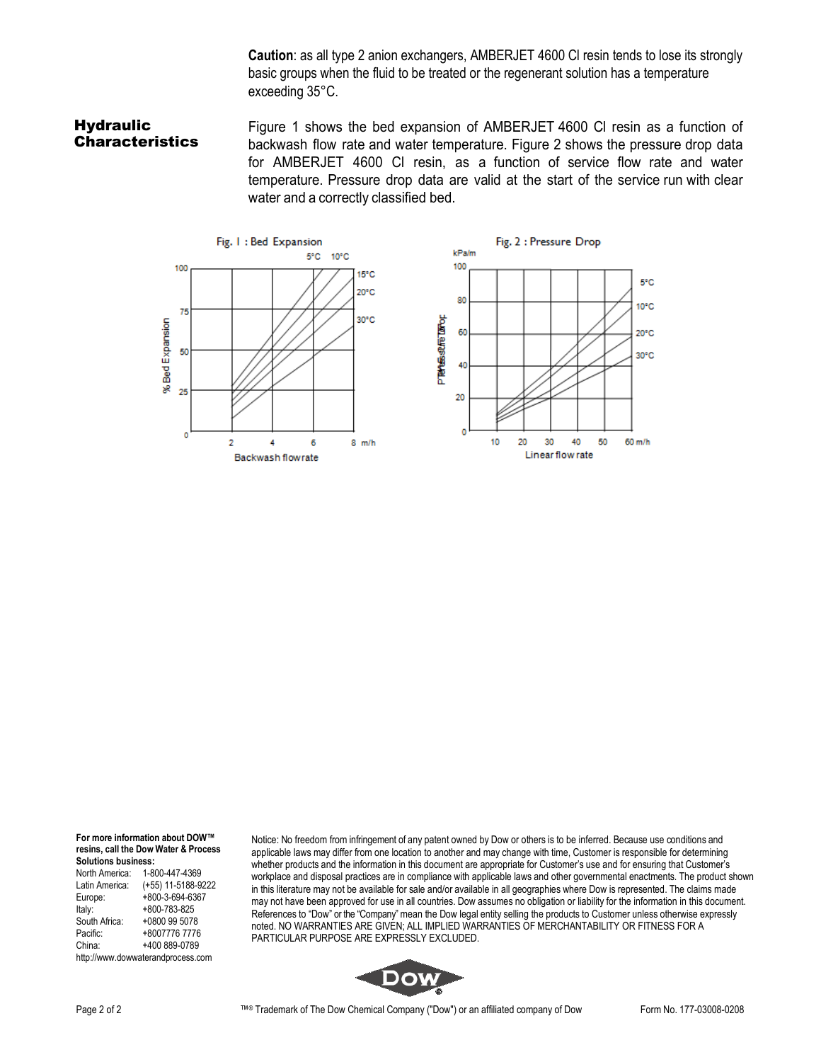**Caution**: as all type 2 anion exchangers, AMBERJET 4600 Cl resin tends to lose its strongly basic groups when the fluid to be treated or the regenerant solution has a temperature exceeding 35°C.

## Hydraulic Characteristics

Figure 1 shows the bed expansion of AMBERJET 4600 Cl resin as a function of backwash flow rate and water temperature. Figure 2 shows the pressure drop data for AMBERJET 4600 Cl resin, as a function of service flow rate and water temperature. Pressure drop data are valid at the start of the service run with clear water and a correctly classified bed.

Fig. 1 : Bed Expansion

% Bed Expansion

0
25
50
75
100

5°C 10°C
15°C
20°C
30°C

2 4 6 8 m/h

Backwash flowrate

Fig. 2 : Pressure Drop

kPa/m

Pressure Drop

0
20
40
60
80
100

5°C
10°C
20°C
30°C

10 20 30 40 50 60 m/h

Linear flow rate

**For more information about DOW™ resins, call the Dow Water & Process Solutions business:**
North America: 1-800-447-4369
Latin America: (+55) 11-5188-9222
Europe: +800-3-694-6367
Italy: +800-783-825
South Africa: +0800 99 5078
Pacific: +8007776 7776
China: +400 889-0789
http://www.dowwaterandprocess.com

Notice: No freedom from infringement of any patent owned by Dow or others is to be inferred. Because use conditions and applicable laws may differ from one location to another and may change with time, Customer is responsible for determining whether products and the information in this document are appropriate for Customer's use and for ensuring that Customer's workplace and disposal practices are in compliance with applicable laws and other governmental enactments. The product shown in this literature may not be available for sale and/or available in all geographies where Dow is represented. The claims made may not have been approved for use in all countries. Dow assumes no obligation or liability for the information in this document. References to "Dow" or the "Company" mean the Dow legal entity selling the products to Customer unless otherwise expressly noted. NO WARRANTIES ARE GIVEN; ALL IMPLIED WARRANTIES OF MERCHANTABILITY OR FITNESS FOR A PARTICULAR PURPOSE ARE EXPRESSLY EXCLUDED.

™® Trademark of The Dow Chemical Company ("Dow") or an affiliated company of Dow

Form No. 177-03008-0208